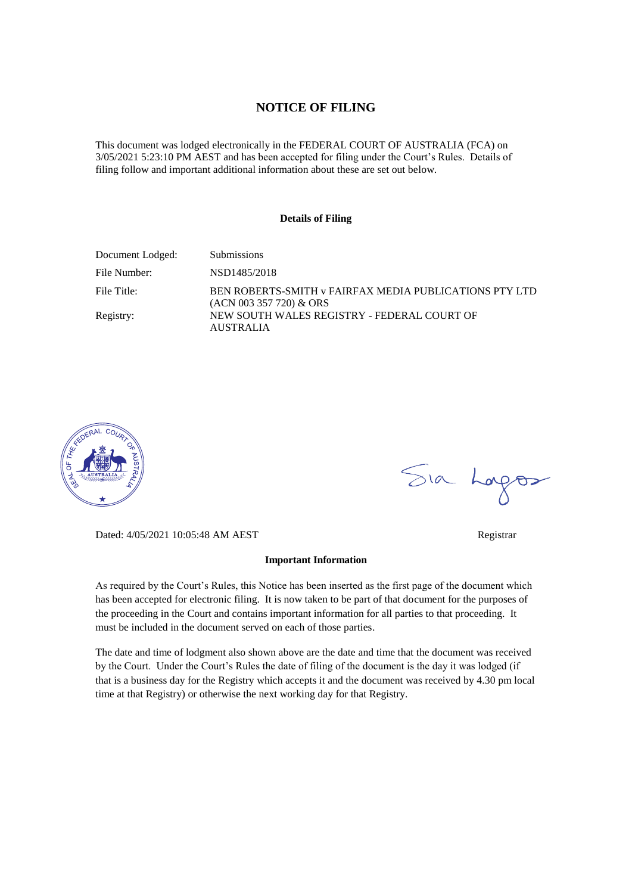# NOTICE OF FILING

This document was lodged electronically in the FEDERAL COURT OF AUSTRALIA (FCA) on 3/05/2021 5:23:10 PM AEST and has been accepted for filing under the Court's Rules. Details of filing follow and important additional information about these are set out below.

## Details of Filing

| | |
|---|---|
| Document Lodged: | Submissions |
| File Number: | NSD1485/2018 |
| File Title: | BEN ROBERTS-SMITH v FAIRFAX MEDIA PUBLICATIONS PTY LTD (ACN 003 357 720) & ORS |
| Registry: | NEW SOUTH WALES REGISTRY - FEDERAL COURT OF AUSTRALIA |

Dated: 4/05/2021 10:05:48 AM AEST

Registrar

## Important Information

As required by the Court's Rules, this Notice has been inserted as the first page of the document which has been accepted for electronic filing. It is now taken to be part of that document for the purposes of the proceeding in the Court and contains important information for all parties to that proceeding. It must be included in the document served on each of those parties.

The date and time of lodgment also shown above are the date and time that the document was received by the Court. Under the Court's Rules the date of filing of the document is the day it was lodged (if that is a business day for the Registry which accepts it and the document was received by 4.30 pm local time at that Registry) or otherwise the next working day for that Registry.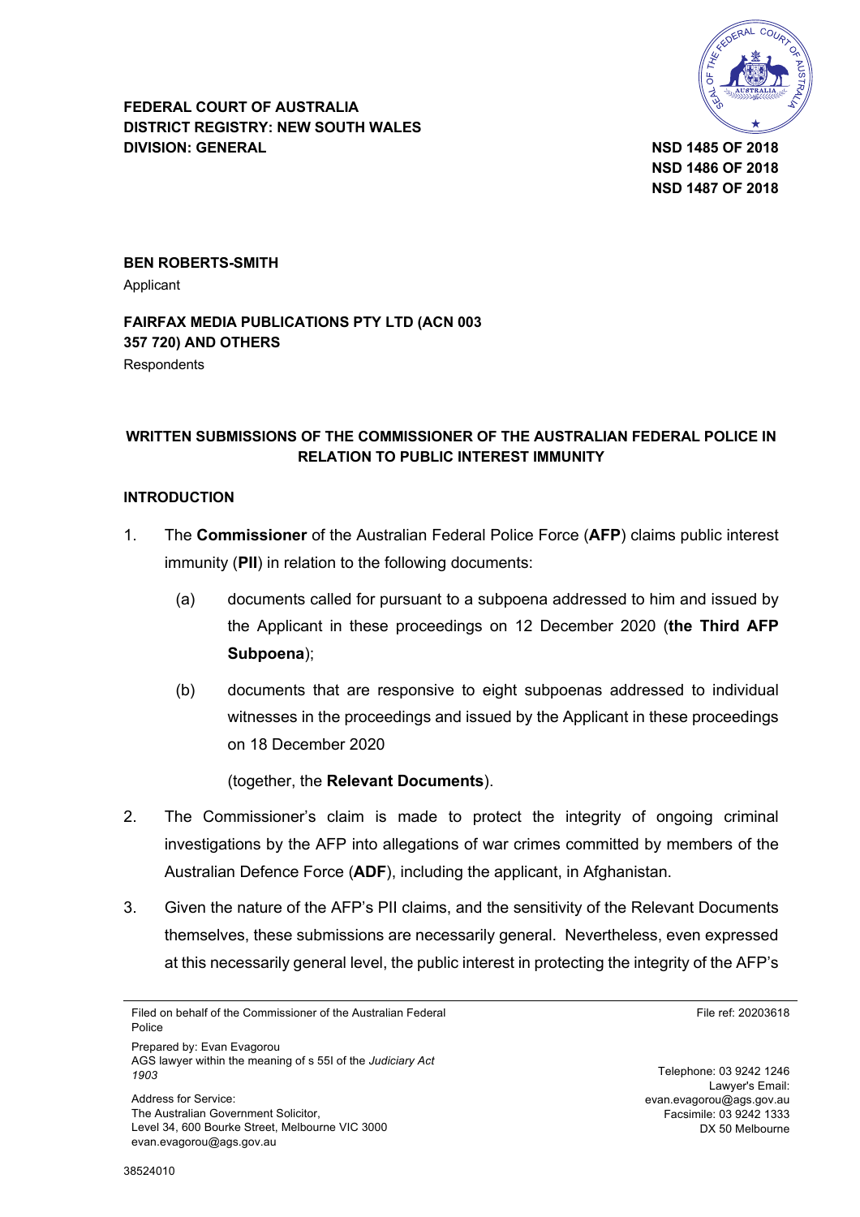**FEDERAL COURT OF AUSTRALIA**
**DISTRICT REGISTRY: NEW SOUTH WALES**
**DIVISION: GENERAL**

**NSD 1485 OF 2018**
**NSD 1486 OF 2018**
**NSD 1487 OF 2018**

**BEN ROBERTS-SMITH**
Applicant

**FAIRFAX MEDIA PUBLICATIONS PTY LTD (ACN 003 357 720) AND OTHERS**
Respondents

**WRITTEN SUBMISSIONS OF THE COMMISSIONER OF THE AUSTRALIAN FEDERAL POLICE IN RELATION TO PUBLIC INTEREST IMMUNITY**

**INTRODUCTION**

1. The **Commissioner** of the Australian Federal Police Force (**AFP**) claims public interest immunity (**PII**) in relation to the following documents:

   (a) documents called for pursuant to a subpoena addressed to him and issued by the Applicant in these proceedings on 12 December 2020 (**the Third AFP Subpoena**);

   (b) documents that are responsive to eight subpoenas addressed to individual witnesses in the proceedings and issued by the Applicant in these proceedings on 18 December 2020

   (together, the **Relevant Documents**).

2. The Commissioner's claim is made to protect the integrity of ongoing criminal investigations by the AFP into allegations of war crimes committed by members of the Australian Defence Force (**ADF**), including the applicant, in Afghanistan.

3. Given the nature of the AFP's PII claims, and the sensitivity of the Relevant Documents themselves, these submissions are necessarily general. Nevertheless, even expressed at this necessarily general level, the public interest in protecting the integrity of the AFP's

Filed on behalf of the Commissioner of the Australian Federal Police
Prepared by: Evan Evagorou
AGS lawyer within the meaning of s 55I of the *Judiciary Act 1903*

Address for Service:
The Australian Government Solicitor,
Level 34, 600 Bourke Street, Melbourne VIC 3000
evan.evagorou@ags.gov.au

File ref: 20203618

Telephone: 03 9242 1246
Lawyer's Email: evan.evagorou@ags.gov.au
Facsimile: 03 9242 1333
DX 50 Melbourne

38524010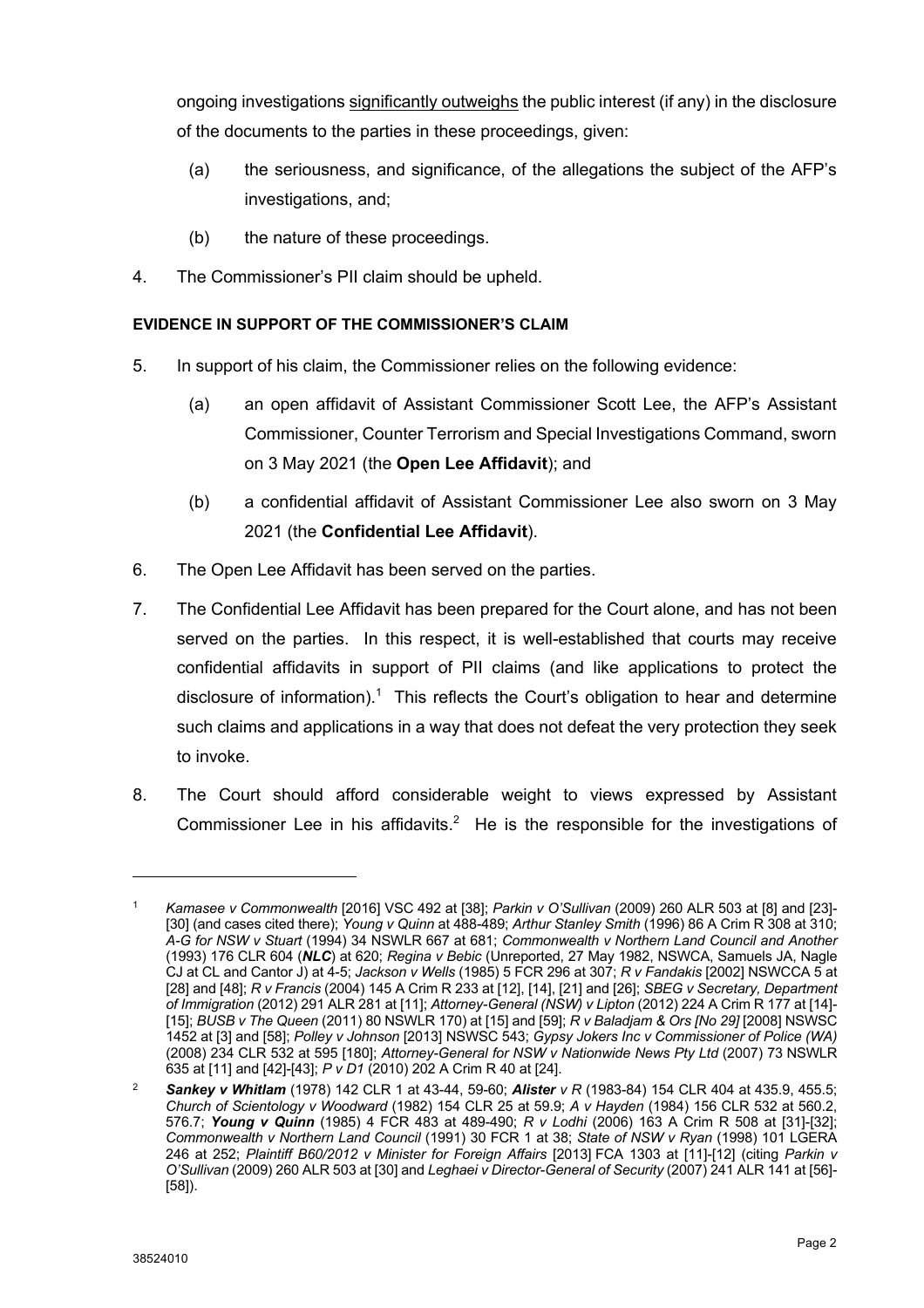ongoing investigations <u>significantly outweighs</u> the public interest (if any) in the disclosure of the documents to the parties in these proceedings, given:

(a) the seriousness, and significance, of the allegations the subject of the AFP's investigations, and;

(b) the nature of these proceedings.

4. The Commissioner's PII claim should be upheld.

**EVIDENCE IN SUPPORT OF THE COMMISSIONER'S CLAIM**

5. In support of his claim, the Commissioner relies on the following evidence:

   (a) an open affidavit of Assistant Commissioner Scott Lee, the AFP's Assistant Commissioner, Counter Terrorism and Special Investigations Command, sworn on 3 May 2021 (the **Open Lee Affidavit**); and

   (b) a confidential affidavit of Assistant Commissioner Lee also sworn on 3 May 2021 (the **Confidential Lee Affidavit**).

6. The Open Lee Affidavit has been served on the parties.

7. The Confidential Lee Affidavit has been prepared for the Court alone, and has not been served on the parties. In this respect, it is well-established that courts may receive confidential affidavits in support of PII claims (and like applications to protect the disclosure of information).[1] This reflects the Court's obligation to hear and determine such claims and applications in a way that does not defeat the very protection they seek to invoke.

8. The Court should afford considerable weight to views expressed by Assistant Commissioner Lee in his affidavits.[2] He is the responsible for the investigations of

---

[1] *Kamasee v Commonwealth* [2016] VSC 492 at [38]; *Parkin v O'Sullivan* (2009) 260 ALR 503 at [8] and [23]-[30] (and cases cited there); *Young v Quinn* at 488-489; *Arthur Stanley Smith* (1996) 86 A Crim R 308 at 310; *A-G for NSW v Stuart* (1994) 34 NSWLR 667 at 681; *Commonwealth v Northern Land Council and Another* (1993) 176 CLR 604 (***NLC***) at 620; *Regina v Bebic* (Unreported, 27 May 1982, NSWCA, Samuels JA, Nagle CJ at CL and Cantor J) at 4-5; *Jackson v Wells* (1985) 5 FCR 296 at 307; *R v Fandakis* [2002] NSWCCA 5 at [28] and [48]; *R v Francis* (2004) 145 A Crim R 233 at [12], [14], [21] and [26]; *SBEG v Secretary, Department of Immigration* (2012) 291 ALR 281 at [11]; *Attorney-General (NSW) v Lipton* (2012) 224 A Crim R 177 at [14]-[15]; *BUSB v The Queen* (2011) 80 NSWLR 170) at [15] and [59]; *R v Baladjam & Ors [No 29]* [2008] NSWSC 1452 at [3] and [58]; *Polley v Johnson* [2013] NSWSC 543; *Gypsy Jokers Inc v Commissioner of Police (WA)* (2008) 234 CLR 532 at 595 [180]; *Attorney-General for NSW v Nationwide News Pty Ltd* (2007) 73 NSWLR 635 at [11] and [42]-[43]; *P v D1* (2010) 202 A Crim R 40 at [24].

[2] ***Sankey v Whitlam*** (1978) 142 CLR 1 at 43-44, 59-60; ***Alister*** *v R* (1983-84) 154 CLR 404 at 435.9, 455.5; *Church of Scientology v Woodward* (1982) 154 CLR 25 at 59.9; *A v Hayden* (1984) 156 CLR 532 at 560.2, 576.7; ***Young v Quinn*** (1985) 4 FCR 483 at 489-490; *R v Lodhi* (2006) 163 A Crim R 508 at [31]-[32]; *Commonwealth v Northern Land Council* (1991) 30 FCR 1 at 38; *State of NSW v Ryan* (1998) 101 LGERA 246 at 252; *Plaintiff B60/2012 v Minister for Foreign Affairs* [2013] FCA 1303 at [11]-[12] (citing *Parkin v O'Sullivan* (2009) 260 ALR 503 at [30] and *Leghaei v Director-General of Security* (2007) 241 ALR 141 at [56]-[58]).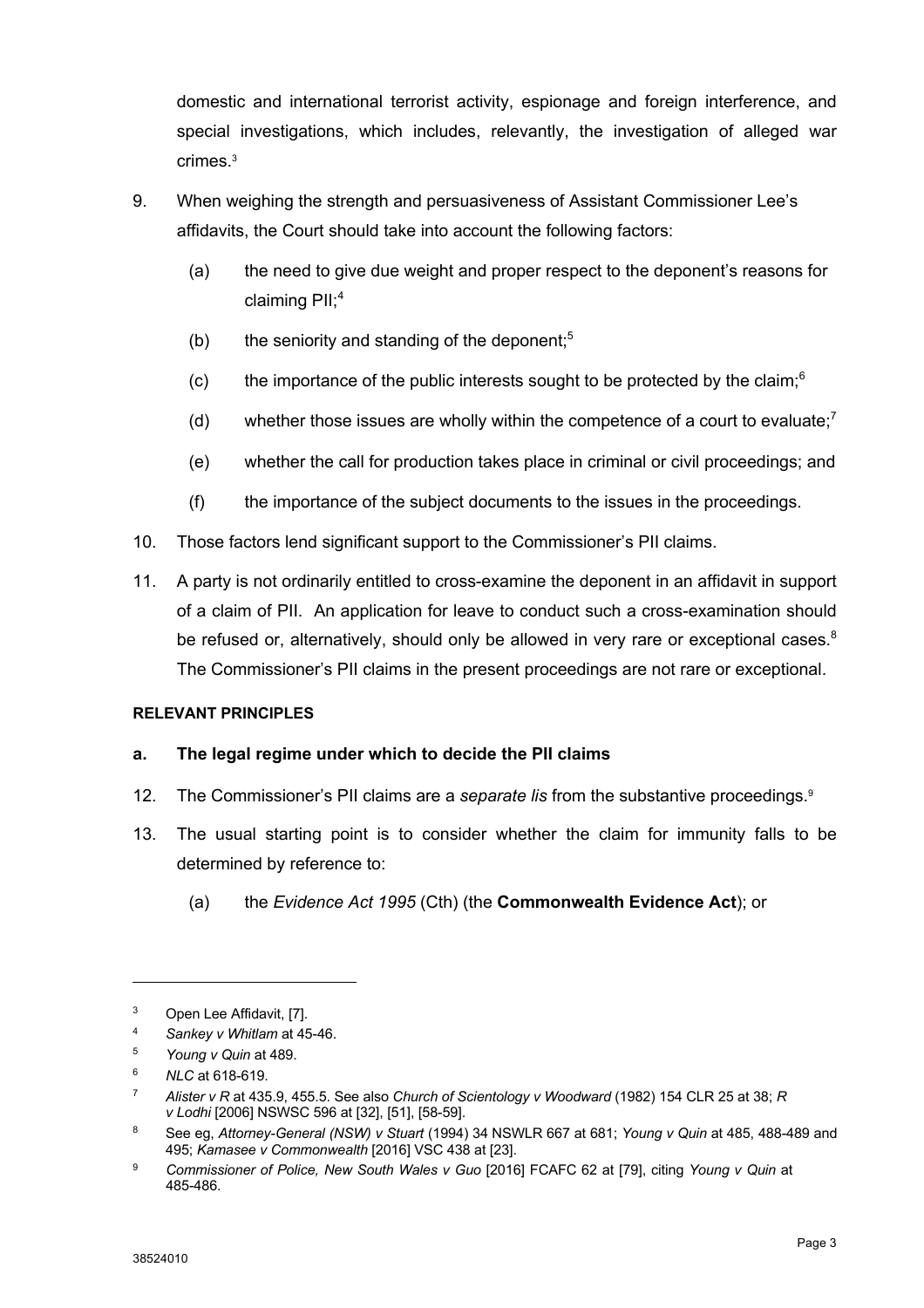domestic and international terrorist activity, espionage and foreign interference, and special investigations, which includes, relevantly, the investigation of alleged war crimes.[3]

9. When weighing the strength and persuasiveness of Assistant Commissioner Lee's affidavits, the Court should take into account the following factors:

   (a) the need to give due weight and proper respect to the deponent's reasons for claiming PII;[4]

   (b) the seniority and standing of the deponent;[5]

   (c) the importance of the public interests sought to be protected by the claim;[6]

   (d) whether those issues are wholly within the competence of a court to evaluate;[7]

   (e) whether the call for production takes place in criminal or civil proceedings; and

   (f) the importance of the subject documents to the issues in the proceedings.

10. Those factors lend significant support to the Commissioner's PII claims.

11. A party is not ordinarily entitled to cross-examine the deponent in an affidavit in support of a claim of PII. An application for leave to conduct such a cross-examination should be refused or, alternatively, should only be allowed in very rare or exceptional cases.[8] The Commissioner's PII claims in the present proceedings are not rare or exceptional.

**RELEVANT PRINCIPLES**

**a. The legal regime under which to decide the PII claims**

12. The Commissioner's PII claims are a *separate lis* from the substantive proceedings.[9]

13. The usual starting point is to consider whether the claim for immunity falls to be determined by reference to:

   (a) the *Evidence Act 1995* (Cth) (the **Commonwealth Evidence Act**); or

---

[3] Open Lee Affidavit, [7].

[4] *Sankey v Whitlam* at 45-46.

[5] *Young v Quin* at 489.

[6] *NLC* at 618-619.

[7] *Alister v R* at 435.9, 455.5. See also *Church of Scientology v Woodward* (1982) 154 CLR 25 at 38; *R v Lodhi* [2006] NSWSC 596 at [32], [51], [58-59].

[8] See eg, *Attorney-General (NSW) v Stuart* (1994) 34 NSWLR 667 at 681; *Young v Quin* at 485, 488-489 and 495; *Kamasee v Commonwealth* [2016] VSC 438 at [23].

[9] *Commissioner of Police, New South Wales v Guo* [2016] FCAFC 62 at [79], citing *Young v Quin* at 485-486.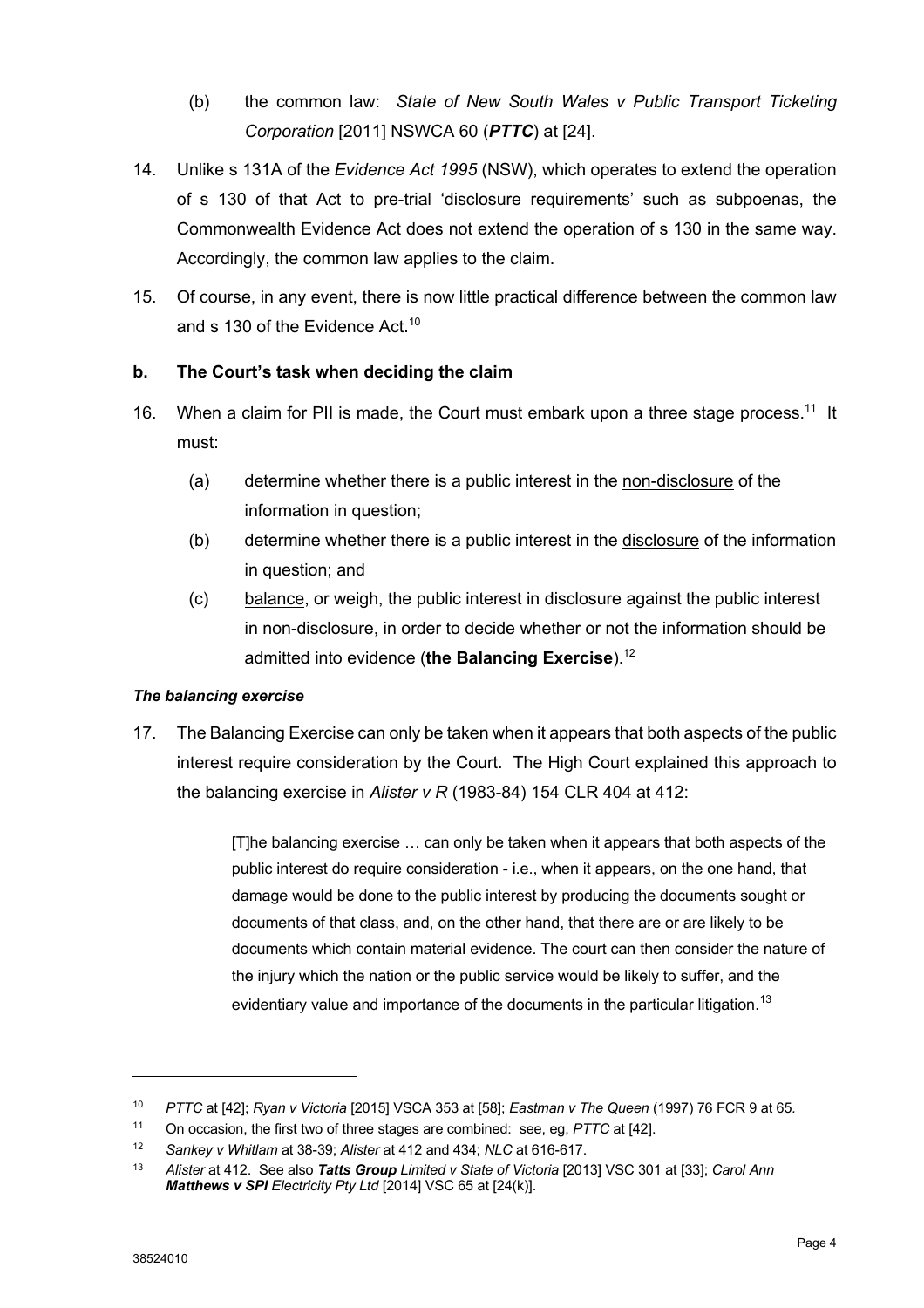(b) the common law: *State of New South Wales v Public Transport Ticketing Corporation* [2011] NSWCA 60 (***PTTC***) at [24].

14. Unlike s 131A of the *Evidence Act 1995* (NSW), which operates to extend the operation of s 130 of that Act to pre-trial 'disclosure requirements' such as subpoenas, the Commonwealth Evidence Act does not extend the operation of s 130 in the same way. Accordingly, the common law applies to the claim.

15. Of course, in any event, there is now little practical difference between the common law and s 130 of the Evidence Act.[10]

## b. The Court's task when deciding the claim

16. When a claim for PII is made, the Court must embark upon a three stage process.[11] It must:

    (a) determine whether there is a public interest in the <u>non-disclosure</u> of the information in question;

    (b) determine whether there is a public interest in the <u>disclosure</u> of the information in question; and

    (c) <u>balance</u>, or weigh, the public interest in disclosure against the public interest in non-disclosure, in order to decide whether or not the information should be admitted into evidence (**the Balancing Exercise**).[12]

### *The balancing exercise*

17. The Balancing Exercise can only be taken when it appears that both aspects of the public interest require consideration by the Court. The High Court explained this approach to the balancing exercise in *Alister v R* (1983-84) 154 CLR 404 at 412:

> [T]he balancing exercise … can only be taken when it appears that both aspects of the public interest do require consideration - i.e., when it appears, on the one hand, that damage would be done to the public interest by producing the documents sought or documents of that class, and, on the other hand, that there are or are likely to be documents which contain material evidence. The court can then consider the nature of the injury which the nation or the public service would be likely to suffer, and the evidentiary value and importance of the documents in the particular litigation.[13]

---

[10] *PTTC* at [42]; *Ryan v Victoria* [2015] VSCA 353 at [58]; *Eastman v The Queen* (1997) 76 FCR 9 at 65.

[11] On occasion, the first two of three stages are combined: see, eg, *PTTC* at [42].

[12] *Sankey v Whitlam* at 38-39; *Alister* at 412 and 434; *NLC* at 616-617.

[13] *Alister* at 412. See also ***Tatts Group*** *Limited v State of Victoria* [2013] VSC 301 at [33]; *Carol Ann* ***Matthews v SPI*** *Electricity Pty Ltd* [2014] VSC 65 at [24(k)].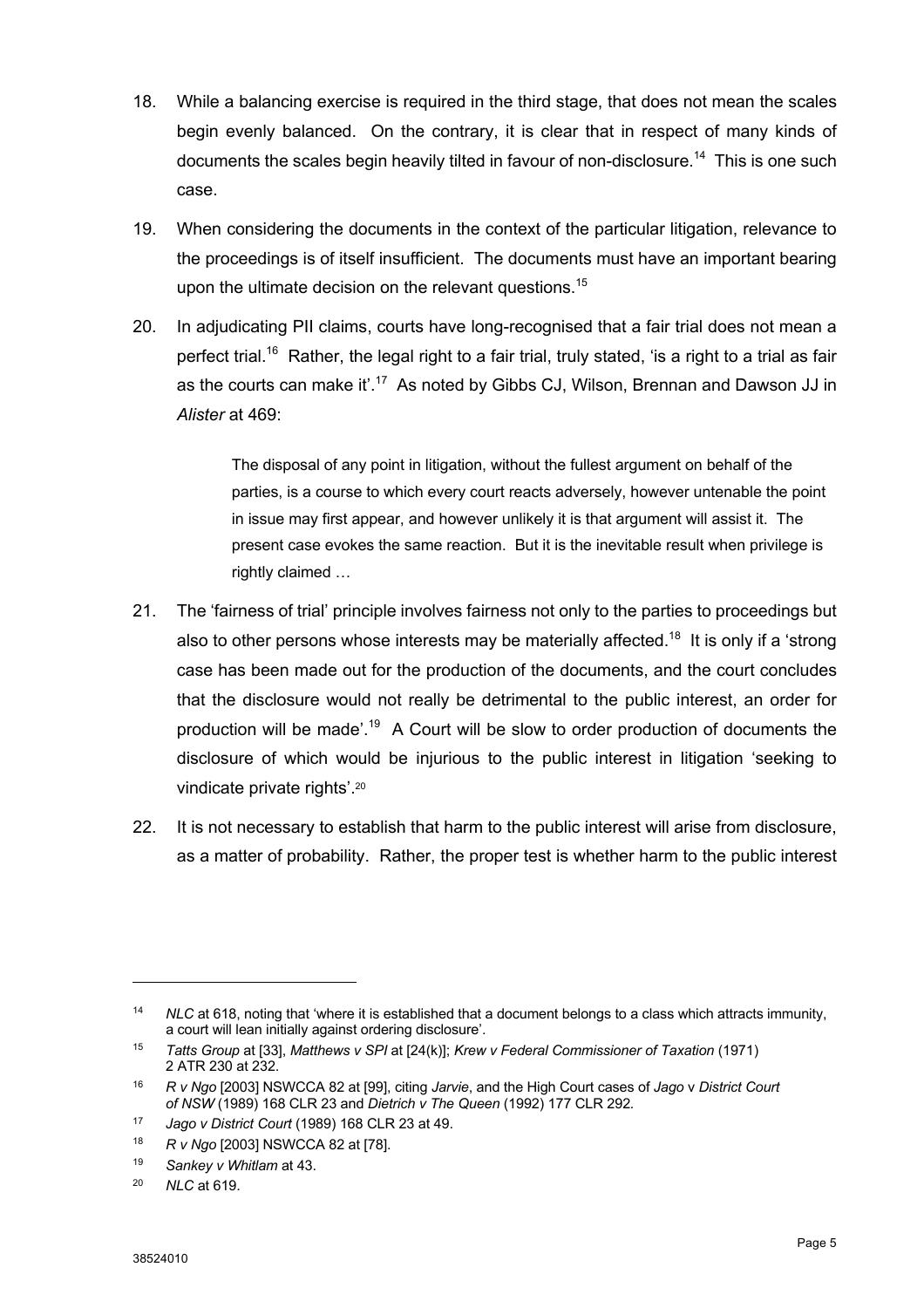18. While a balancing exercise is required in the third stage, that does not mean the scales begin evenly balanced. On the contrary, it is clear that in respect of many kinds of documents the scales begin heavily tilted in favour of non-disclosure.[14] This is one such case.

19. When considering the documents in the context of the particular litigation, relevance to the proceedings is of itself insufficient. The documents must have an important bearing upon the ultimate decision on the relevant questions.[15]

20. In adjudicating PII claims, courts have long-recognised that a fair trial does not mean a perfect trial.[16] Rather, the legal right to a fair trial, truly stated, 'is a right to a trial as fair as the courts can make it'.[17] As noted by Gibbs CJ, Wilson, Brennan and Dawson JJ in *Alister* at 469:

    > The disposal of any point in litigation, without the fullest argument on behalf of the parties, is a course to which every court reacts adversely, however untenable the point in issue may first appear, and however unlikely it is that argument will assist it. The present case evokes the same reaction. But it is the inevitable result when privilege is rightly claimed …

21. The 'fairness of trial' principle involves fairness not only to the parties to proceedings but also to other persons whose interests may be materially affected.[18] It is only if a 'strong case has been made out for the production of the documents, and the court concludes that the disclosure would not really be detrimental to the public interest, an order for production will be made'.[19] A Court will be slow to order production of documents the disclosure of which would be injurious to the public interest in litigation 'seeking to vindicate private rights'.[20]

22. It is not necessary to establish that harm to the public interest will arise from disclosure, as a matter of probability. Rather, the proper test is whether harm to the public interest

---

[14] *NLC* at 618, noting that 'where it is established that a document belongs to a class which attracts immunity, a court will lean initially against ordering disclosure'.

[15] *Tatts Group* at [33], *Matthews v SPI* at [24(k)]; *Krew v Federal Commissioner of Taxation* (1971) 2 ATR 230 at 232.

[16] *R v Ngo* [2003] NSWCCA 82 at [99], citing *Jarvie*, and the High Court cases of *Jago* v *District Court of NSW* (1989) 168 CLR 23 and *Dietrich v The Queen* (1992) 177 CLR 292.

[17] *Jago v District Court* (1989) 168 CLR 23 at 49.

[18] *R v Ngo* [2003] NSWCCA 82 at [78].

[19] *Sankey v Whitlam* at 43.

[20] *NLC* at 619.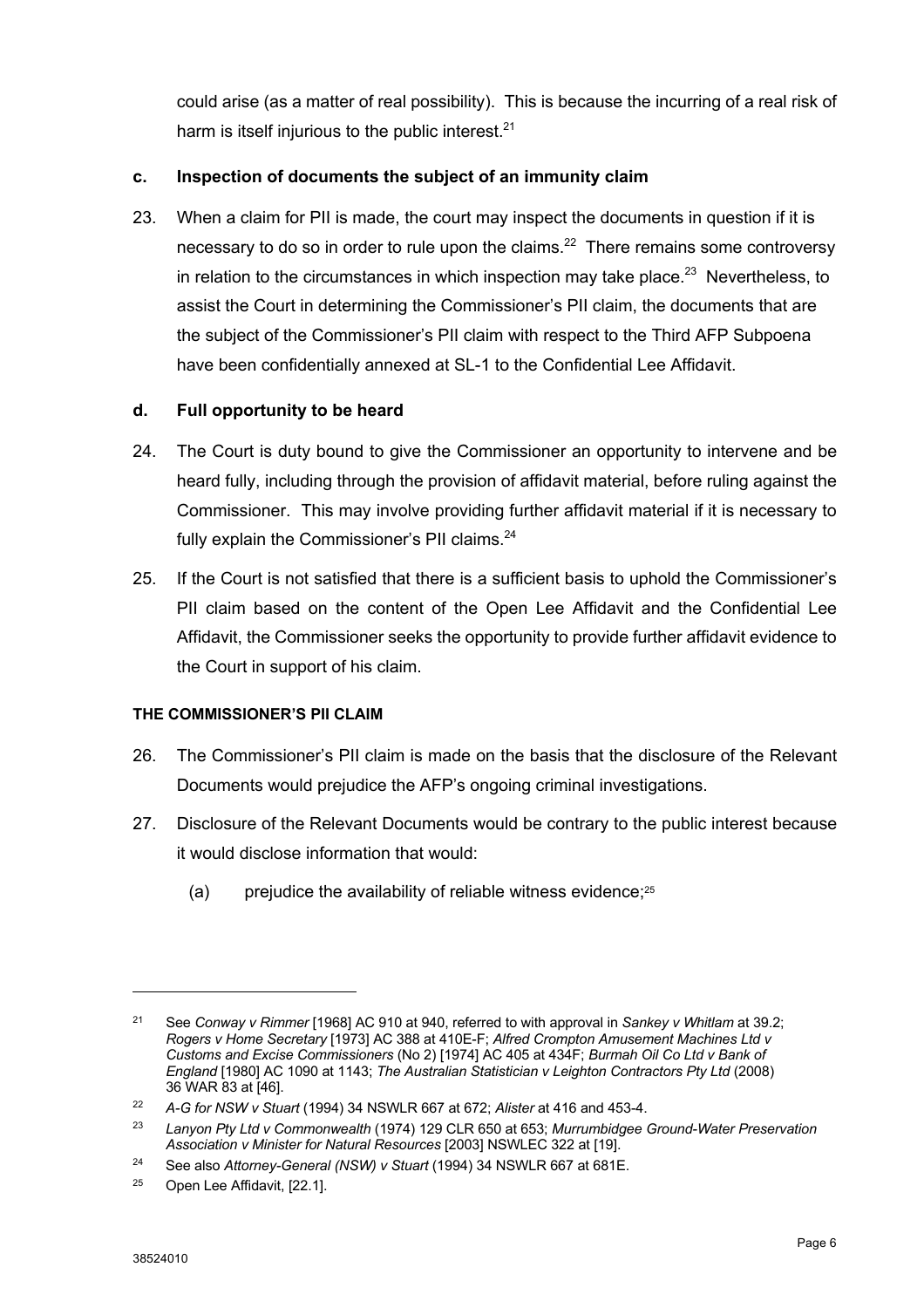could arise (as a matter of real possibility). This is because the incurring of a real risk of harm is itself injurious to the public interest.[21]

### c. Inspection of documents the subject of an immunity claim

23. When a claim for PII is made, the court may inspect the documents in question if it is necessary to do so in order to rule upon the claims.[22] There remains some controversy in relation to the circumstances in which inspection may take place.[23] Nevertheless, to assist the Court in determining the Commissioner's PII claim, the documents that are the subject of the Commissioner's PII claim with respect to the Third AFP Subpoena have been confidentially annexed at SL-1 to the Confidential Lee Affidavit.

### d. Full opportunity to be heard

24. The Court is duty bound to give the Commissioner an opportunity to intervene and be heard fully, including through the provision of affidavit material, before ruling against the Commissioner. This may involve providing further affidavit material if it is necessary to fully explain the Commissioner's PII claims.[24]

25. If the Court is not satisfied that there is a sufficient basis to uphold the Commissioner's PII claim based on the content of the Open Lee Affidavit and the Confidential Lee Affidavit, the Commissioner seeks the opportunity to provide further affidavit evidence to the Court in support of his claim.

## THE COMMISSIONER'S PII CLAIM

26. The Commissioner's PII claim is made on the basis that the disclosure of the Relevant Documents would prejudice the AFP's ongoing criminal investigations.

27. Disclosure of the Relevant Documents would be contrary to the public interest because it would disclose information that would:

    (a) prejudice the availability of reliable witness evidence;[25]

---

[21] See *Conway v Rimmer* [1968] AC 910 at 940, referred to with approval in *Sankey v Whitlam* at 39.2; *Rogers v Home Secretary* [1973] AC 388 at 410E-F; *Alfred Crompton Amusement Machines Ltd v Customs and Excise Commissioners* (No 2) [1974] AC 405 at 434F; *Burmah Oil Co Ltd v Bank of England* [1980] AC 1090 at 1143; *The Australian Statistician v Leighton Contractors Pty Ltd* (2008) 36 WAR 83 at [46].

[22] *A-G for NSW v Stuart* (1994) 34 NSWLR 667 at 672; *Alister* at 416 and 453-4.

[23] *Lanyon Pty Ltd v Commonwealth* (1974) 129 CLR 650 at 653; *Murrumbidgee Ground-Water Preservation Association v Minister for Natural Resources* [2003] NSWLEC 322 at [19].

[24] See also *Attorney-General (NSW) v Stuart* (1994) 34 NSWLR 667 at 681E.

[25] Open Lee Affidavit, [22.1].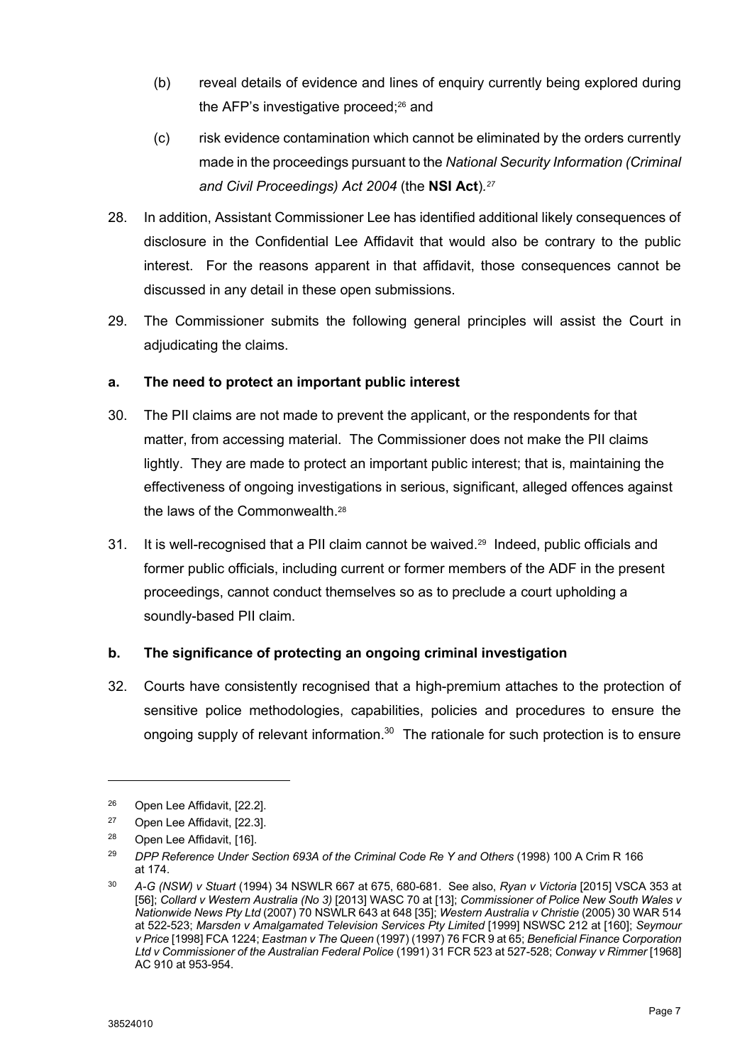(b) reveal details of evidence and lines of enquiry currently being explored during the AFP's investigative proceed;[26] and

(c) risk evidence contamination which cannot be eliminated by the orders currently made in the proceedings pursuant to the *National Security Information (Criminal and Civil Proceedings) Act 2004* (the **NSI Act**).[27]

28. In addition, Assistant Commissioner Lee has identified additional likely consequences of disclosure in the Confidential Lee Affidavit that would also be contrary to the public interest. For the reasons apparent in that affidavit, those consequences cannot be discussed in any detail in these open submissions.

29. The Commissioner submits the following general principles will assist the Court in adjudicating the claims.

**a. The need to protect an important public interest**

30. The PII claims are not made to prevent the applicant, or the respondents for that matter, from accessing material. The Commissioner does not make the PII claims lightly. They are made to protect an important public interest; that is, maintaining the effectiveness of ongoing investigations in serious, significant, alleged offences against the laws of the Commonwealth.[28]

31. It is well-recognised that a PII claim cannot be waived.[29] Indeed, public officials and former public officials, including current or former members of the ADF in the present proceedings, cannot conduct themselves so as to preclude a court upholding a soundly-based PII claim.

**b. The significance of protecting an ongoing criminal investigation**

32. Courts have consistently recognised that a high-premium attaches to the protection of sensitive police methodologies, capabilities, policies and procedures to ensure the ongoing supply of relevant information.[30] The rationale for such protection is to ensure

---

[26] Open Lee Affidavit, [22.2].

[27] Open Lee Affidavit, [22.3].

[28] Open Lee Affidavit, [16].

[29] *DPP Reference Under Section 693A of the Criminal Code Re Y and Others* (1998) 100 A Crim R 166 at 174.

[30] *A-G (NSW) v Stuart* (1994) 34 NSWLR 667 at 675, 680-681. See also, *Ryan v Victoria* [2015] VSCA 353 at [56]; *Collard v Western Australia (No 3)* [2013] WASC 70 at [13]; *Commissioner of Police New South Wales v Nationwide News Pty Ltd* (2007) 70 NSWLR 643 at 648 [35]; *Western Australia v Christie* (2005) 30 WAR 514 at 522-523; *Marsden v Amalgamated Television Services Pty Limited* [1999] NSWSC 212 at [160]; *Seymour v Price* [1998] FCA 1224; *Eastman v The Queen* (1997) (1997) 76 FCR 9 at 65; *Beneficial Finance Corporation Ltd v Commissioner of the Australian Federal Police* (1991) 31 FCR 523 at 527-528; *Conway v Rimmer* [1968] AC 910 at 953-954.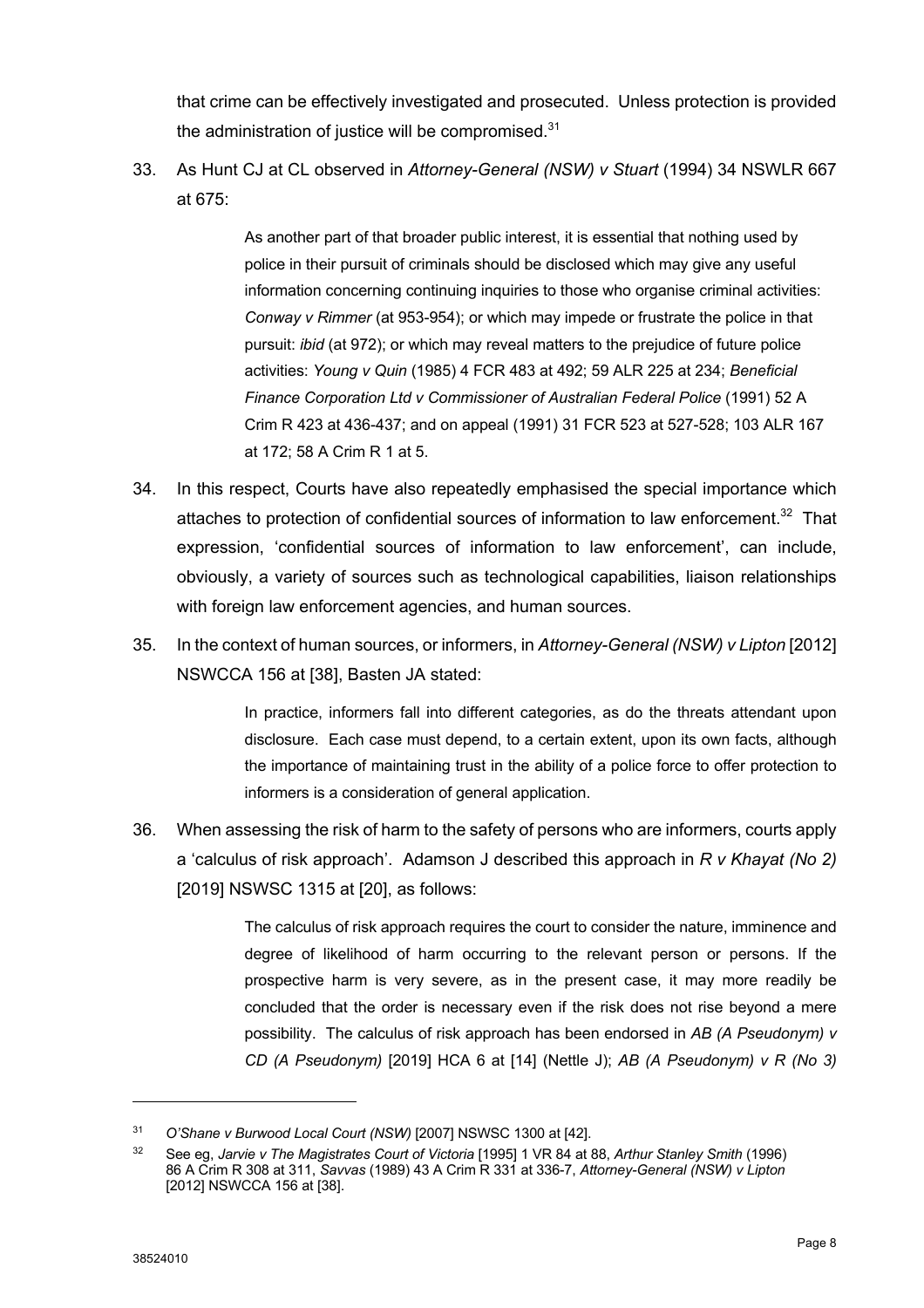that crime can be effectively investigated and prosecuted. Unless protection is provided the administration of justice will be compromised.[31]

33. As Hunt CJ at CL observed in *Attorney-General (NSW) v Stuart* (1994) 34 NSWLR 667 at 675:

> As another part of that broader public interest, it is essential that nothing used by police in their pursuit of criminals should be disclosed which may give any useful information concerning continuing inquiries to those who organise criminal activities: *Conway v Rimmer* (at 953-954); or which may impede or frustrate the police in that pursuit: *ibid* (at 972); or which may reveal matters to the prejudice of future police activities: *Young v Quin* (1985) 4 FCR 483 at 492; 59 ALR 225 at 234; *Beneficial Finance Corporation Ltd v Commissioner of Australian Federal Police* (1991) 52 A Crim R 423 at 436-437; and on appeal (1991) 31 FCR 523 at 527-528; 103 ALR 167 at 172; 58 A Crim R 1 at 5.

34. In this respect, Courts have also repeatedly emphasised the special importance which attaches to protection of confidential sources of information to law enforcement.[32] That expression, 'confidential sources of information to law enforcement', can include, obviously, a variety of sources such as technological capabilities, liaison relationships with foreign law enforcement agencies, and human sources.

35. In the context of human sources, or informers, in *Attorney-General (NSW) v Lipton* [2012] NSWCCA 156 at [38], Basten JA stated:

> In practice, informers fall into different categories, as do the threats attendant upon disclosure. Each case must depend, to a certain extent, upon its own facts, although the importance of maintaining trust in the ability of a police force to offer protection to informers is a consideration of general application.

36. When assessing the risk of harm to the safety of persons who are informers, courts apply a 'calculus of risk approach'. Adamson J described this approach in *R v Khayat (No 2)* [2019] NSWSC 1315 at [20], as follows:

> The calculus of risk approach requires the court to consider the nature, imminence and degree of likelihood of harm occurring to the relevant person or persons. If the prospective harm is very severe, as in the present case, it may more readily be concluded that the order is necessary even if the risk does not rise beyond a mere possibility. The calculus of risk approach has been endorsed in *AB (A Pseudonym) v CD (A Pseudonym)* [2019] HCA 6 at [14] (Nettle J); *AB (A Pseudonym) v R (No 3)*

---

[31] *O'Shane v Burwood Local Court (NSW)* [2007] NSWSC 1300 at [42].

[32] See eg, *Jarvie v The Magistrates Court of Victoria* [1995] 1 VR 84 at 88, *Arthur Stanley Smith* (1996) 86 A Crim R 308 at 311, *Savvas* (1989) 43 A Crim R 331 at 336-7, *Attorney-General (NSW) v Lipton* [2012] NSWCCA 156 at [38].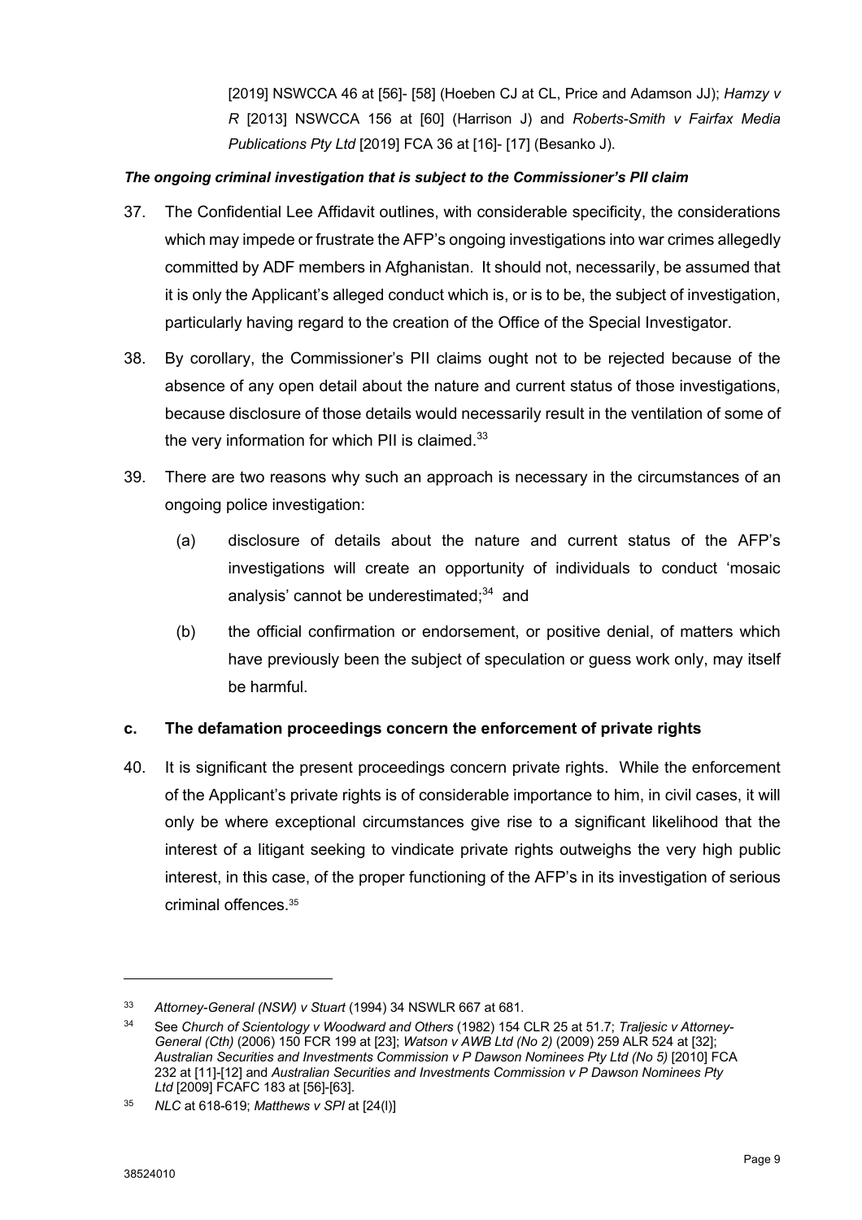[2019] NSWCCA 46 at [56]- [58] (Hoeben CJ at CL, Price and Adamson JJ); *Hamzy v R* [2013] NSWCCA 156 at [60] (Harrison J) and *Roberts-Smith v Fairfax Media Publications Pty Ltd* [2019] FCA 36 at [16]- [17] (Besanko J).

***The ongoing criminal investigation that is subject to the Commissioner's PII claim***

37. The Confidential Lee Affidavit outlines, with considerable specificity, the considerations which may impede or frustrate the AFP's ongoing investigations into war crimes allegedly committed by ADF members in Afghanistan. It should not, necessarily, be assumed that it is only the Applicant's alleged conduct which is, or is to be, the subject of investigation, particularly having regard to the creation of the Office of the Special Investigator.

38. By corollary, the Commissioner's PII claims ought not to be rejected because of the absence of any open detail about the nature and current status of those investigations, because disclosure of those details would necessarily result in the ventilation of some of the very information for which PII is claimed.[33]

39. There are two reasons why such an approach is necessary in the circumstances of an ongoing police investigation:

    (a) disclosure of details about the nature and current status of the AFP's investigations will create an opportunity of individuals to conduct 'mosaic analysis' cannot be underestimated;[34] and

    (b) the official confirmation or endorsement, or positive denial, of matters which have previously been the subject of speculation or guess work only, may itself be harmful.

## c. The defamation proceedings concern the enforcement of private rights

40. It is significant the present proceedings concern private rights. While the enforcement of the Applicant's private rights is of considerable importance to him, in civil cases, it will only be where exceptional circumstances give rise to a significant likelihood that the interest of a litigant seeking to vindicate private rights outweighs the very high public interest, in this case, of the proper functioning of the AFP's in its investigation of serious criminal offences.[35]

---

[33] *Attorney-General (NSW) v Stuart* (1994) 34 NSWLR 667 at 681.

[34] See *Church of Scientology v Woodward and Others* (1982) 154 CLR 25 at 51.7; *Traljesic v Attorney-General (Cth)* (2006) 150 FCR 199 at [23]; *Watson v AWB Ltd (No 2)* (2009) 259 ALR 524 at [32]; *Australian Securities and Investments Commission v P Dawson Nominees Pty Ltd (No 5)* [2010] FCA 232 at [11]-[12] and *Australian Securities and Investments Commission v P Dawson Nominees Pty Ltd* [2009] FCAFC 183 at [56]-[63].

[35] *NLC* at 618-619; *Matthews v SPI* at [24(l)]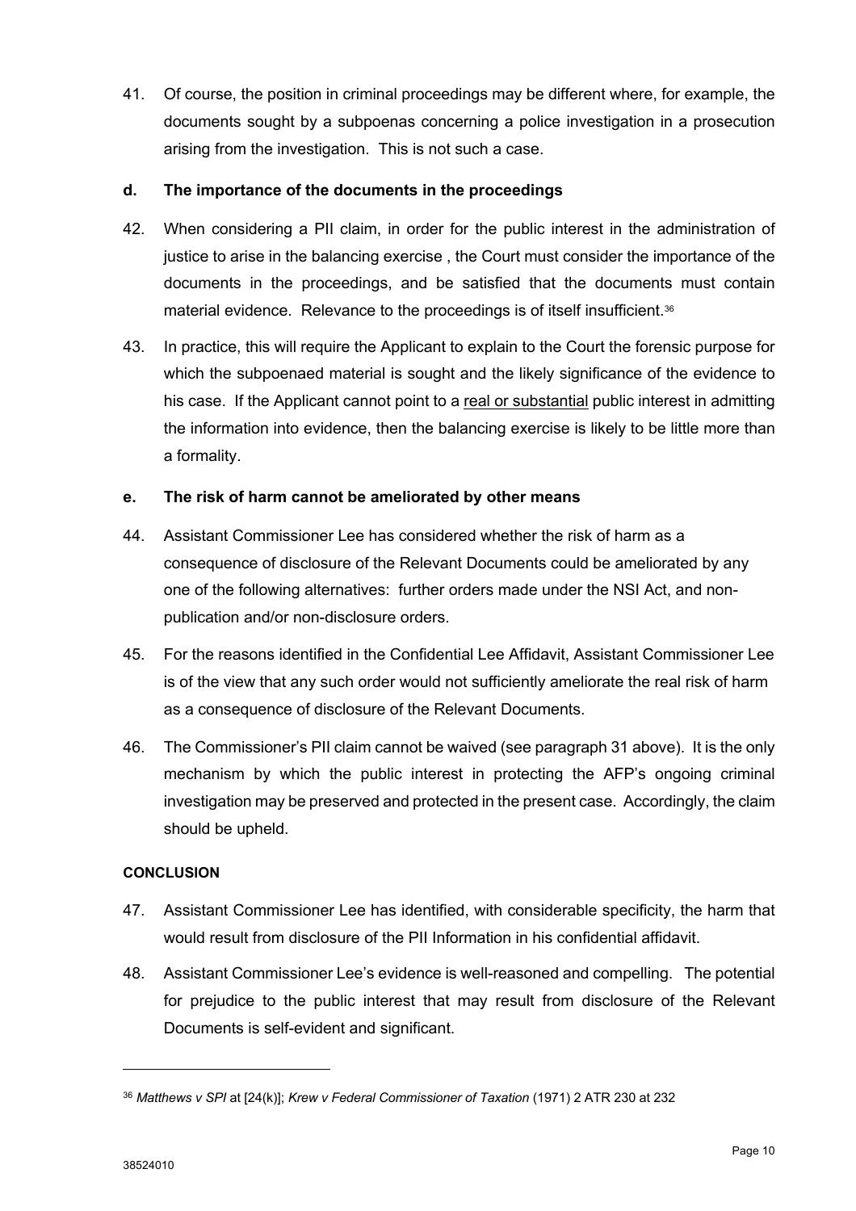41. Of course, the position in criminal proceedings may be different where, for example, the documents sought by a subpoenas concerning a police investigation in a prosecution arising from the investigation. This is not such a case.

### d. The importance of the documents in the proceedings

42. When considering a PII claim, in order for the public interest in the administration of justice to arise in the balancing exercise , the Court must consider the importance of the documents in the proceedings, and be satisfied that the documents must contain material evidence. Relevance to the proceedings is of itself insufficient.[36]

43. In practice, this will require the Applicant to explain to the Court the forensic purpose for which the subpoenaed material is sought and the likely significance of the evidence to his case. If the Applicant cannot point to a <u>real or substantial</u> public interest in admitting the information into evidence, then the balancing exercise is likely to be little more than a formality.

### e. The risk of harm cannot be ameliorated by other means

44. Assistant Commissioner Lee has considered whether the risk of harm as a consequence of disclosure of the Relevant Documents could be ameliorated by any one of the following alternatives: further orders made under the NSI Act, and non-publication and/or non-disclosure orders.

45. For the reasons identified in the Confidential Lee Affidavit, Assistant Commissioner Lee is of the view that any such order would not sufficiently ameliorate the real risk of harm as a consequence of disclosure of the Relevant Documents.

46. The Commissioner's PII claim cannot be waived (see paragraph 31 above). It is the only mechanism by which the public interest in protecting the AFP's ongoing criminal investigation may be preserved and protected in the present case. Accordingly, the claim should be upheld.

## CONCLUSION

47. Assistant Commissioner Lee has identified, with considerable specificity, the harm that would result from disclosure of the PII Information in his confidential affidavit.

48. Assistant Commissioner Lee's evidence is well-reasoned and compelling. The potential for prejudice to the public interest that may result from disclosure of the Relevant Documents is self-evident and significant.

---

[36] *Matthews v SPI* at [24(k)]; *Krew v Federal Commissioner of Taxation* (1971) 2 ATR 230 at 232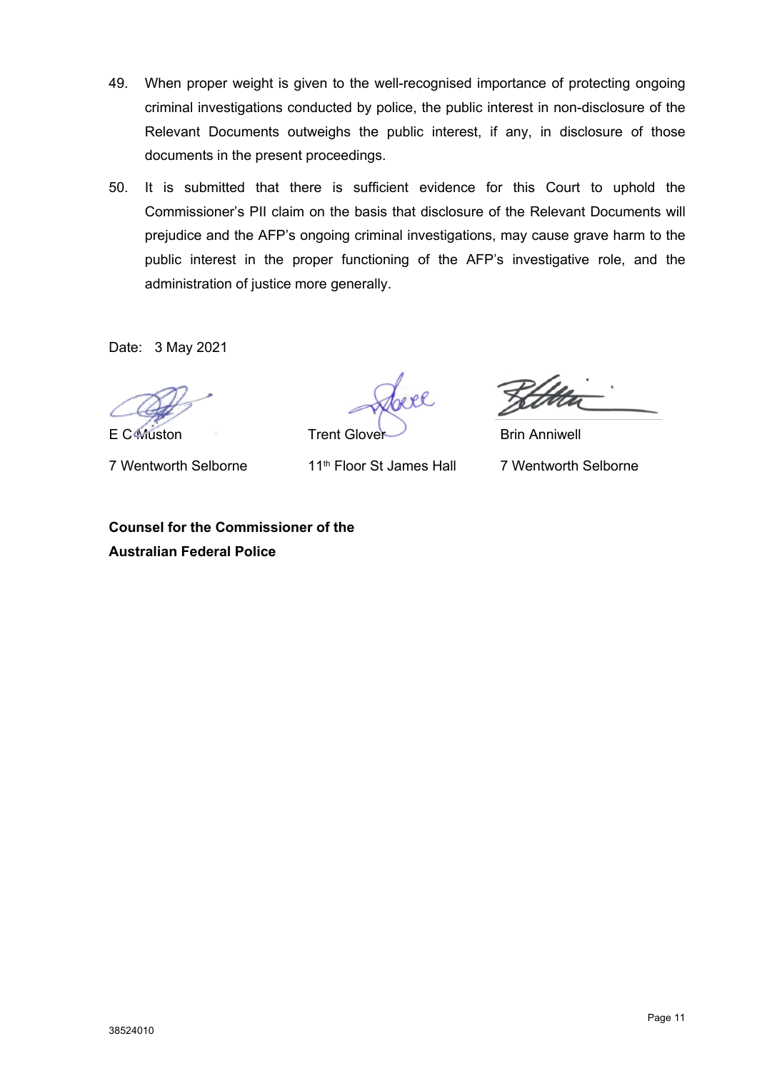49. When proper weight is given to the well-recognised importance of protecting ongoing criminal investigations conducted by police, the public interest in non-disclosure of the Relevant Documents outweighs the public interest, if any, in disclosure of those documents in the present proceedings.

50. It is submitted that there is sufficient evidence for this Court to uphold the Commissioner's PII claim on the basis that disclosure of the Relevant Documents will prejudice and the AFP's ongoing criminal investigations, may cause grave harm to the public interest in the proper functioning of the AFP's investigative role, and the administration of justice more generally.

Date: 3 May 2021

| | | |
|---|---|---|
| E C Muston | Trent Glover | Brin Anniwell |
| 7 Wentworth Selborne | 11th Floor St James Hall | 7 Wentworth Selborne |

**Counsel for the Commissioner of the Australian Federal Police**

38524010